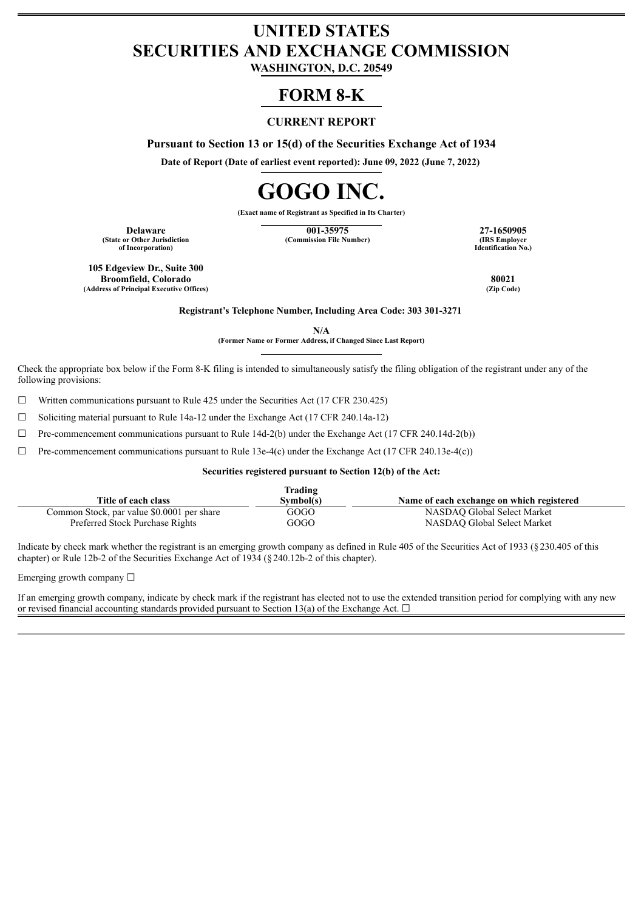# UNITED STATES SECURITIES AND EXCHANGE COMMISSION

**WASHINGTON, D.C. 20549**

# FORM 8-K

## CURRENT REPORT

**Pursuant to Section 13 or 15(d) of the Securities Exchange Act of 1934**

**Date of Report (Date of earliest event reported): June 09, 2022 (June 7, 2022)**

# GOGO INC.

**(Exact name of Registrant as Specified in Its Charter)**

| **Delaware** | **001-35975** | **27-1650905** |
|---|---|---|
| **(State or Other Jurisdiction of Incorporation)** | **(Commission File Number)** | **(IRS Employer Identification No.)** |

| | |
|---|---|
| **105 Edgeview Dr., Suite 300 Broomfield, Colorado** | **80021** |
| **(Address of Principal Executive Offices)** | **(Zip Code)** |

**Registrant's Telephone Number, Including Area Code: 303 301-3271**

**N/A**

**(Former Name or Former Address, if Changed Since Last Report)**

Check the appropriate box below if the Form 8-K filing is intended to simultaneously satisfy the filing obligation of the registrant under any of the following provisions:

☐ Written communications pursuant to Rule 425 under the Securities Act (17 CFR 230.425)

☐ Soliciting material pursuant to Rule 14a-12 under the Exchange Act (17 CFR 240.14a-12)

☐ Pre-commencement communications pursuant to Rule 14d-2(b) under the Exchange Act (17 CFR 240.14d-2(b))

☐ Pre-commencement communications pursuant to Rule 13e-4(c) under the Exchange Act (17 CFR 240.13e-4(c))

**Securities registered pursuant to Section 12(b) of the Act:**

| Title of each class | Trading Symbol(s) | Name of each exchange on which registered |
|---|---|---|
| Common Stock, par value $0.0001 per share | GOGO | NASDAQ Global Select Market |
| Preferred Stock Purchase Rights | GOGO | NASDAQ Global Select Market |

Indicate by check mark whether the registrant is an emerging growth company as defined in Rule 405 of the Securities Act of 1933 (§230.405 of this chapter) or Rule 12b-2 of the Securities Exchange Act of 1934 (§240.12b-2 of this chapter).

Emerging growth company ☐

If an emerging growth company, indicate by check mark if the registrant has elected not to use the extended transition period for complying with any new or revised financial accounting standards provided pursuant to Section 13(a) of the Exchange Act. ☐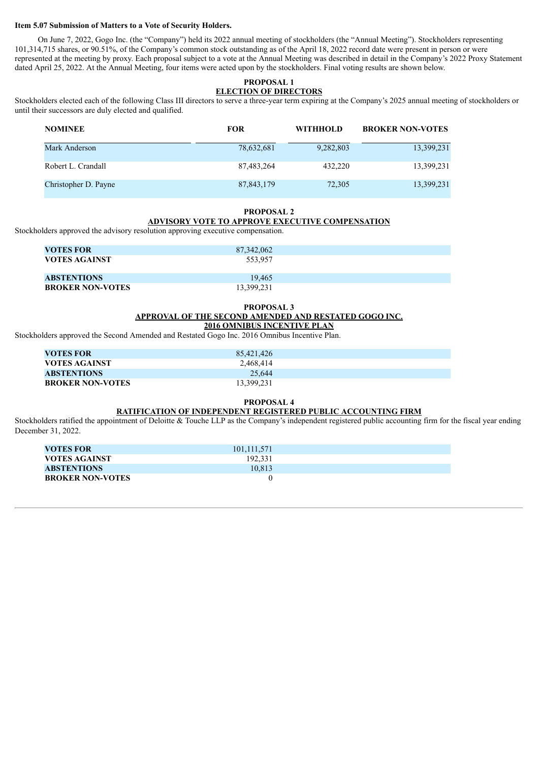**Item 5.07 Submission of Matters to a Vote of Security Holders.**

On June 7, 2022, Gogo Inc. (the "Company") held its 2022 annual meeting of stockholders (the "Annual Meeting"). Stockholders representing 101,314,715 shares, or 90.51%, of the Company's common stock outstanding as of the April 18, 2022 record date were present in person or were represented at the meeting by proxy. Each proposal subject to a vote at the Annual Meeting was described in detail in the Company's 2022 Proxy Statement dated April 25, 2022. At the Annual Meeting, four items were acted upon by the stockholders. Final voting results are shown below.

**PROPOSAL 1**
**ELECTION OF DIRECTORS**

Stockholders elected each of the following Class III directors to serve a three-year term expiring at the Company's 2025 annual meeting of stockholders or until their successors are duly elected and qualified.

| NOMINEE | FOR | WITHHOLD | BROKER NON-VOTES |
|---|---|---|---|
| Mark Anderson | 78,632,681 | 9,282,803 | 13,399,231 |
| Robert L. Crandall | 87,483,264 | 432,220 | 13,399,231 |
| Christopher D. Payne | 87,843,179 | 72,305 | 13,399,231 |

**PROPOSAL 2**
**ADVISORY VOTE TO APPROVE EXECUTIVE COMPENSATION**

Stockholders approved the advisory resolution approving executive compensation.

| | |
|---|---|
| **VOTES FOR** | 87,342,062 |
| **VOTES AGAINST** | 553,957 |
| **ABSTENTIONS** | 19,465 |
| **BROKER NON-VOTES** | 13,399,231 |

**PROPOSAL 3**
**APPROVAL OF THE SECOND AMENDED AND RESTATED GOGO INC. 2016 OMNIBUS INCENTIVE PLAN**

Stockholders approved the Second Amended and Restated Gogo Inc. 2016 Omnibus Incentive Plan.

| | |
|---|---|
| **VOTES FOR** | 85,421,426 |
| **VOTES AGAINST** | 2,468,414 |
| **ABSTENTIONS** | 25,644 |
| **BROKER NON-VOTES** | 13,399,231 |

**PROPOSAL 4**
**RATIFICATION OF INDEPENDENT REGISTERED PUBLIC ACCOUNTING FIRM**

Stockholders ratified the appointment of Deloitte & Touche LLP as the Company's independent registered public accounting firm for the fiscal year ending December 31, 2022.

| | |
|---|---|
| **VOTES FOR** | 101,111,571 |
| **VOTES AGAINST** | 192,331 |
| **ABSTENTIONS** | 10,813 |
| **BROKER NON-VOTES** | 0 |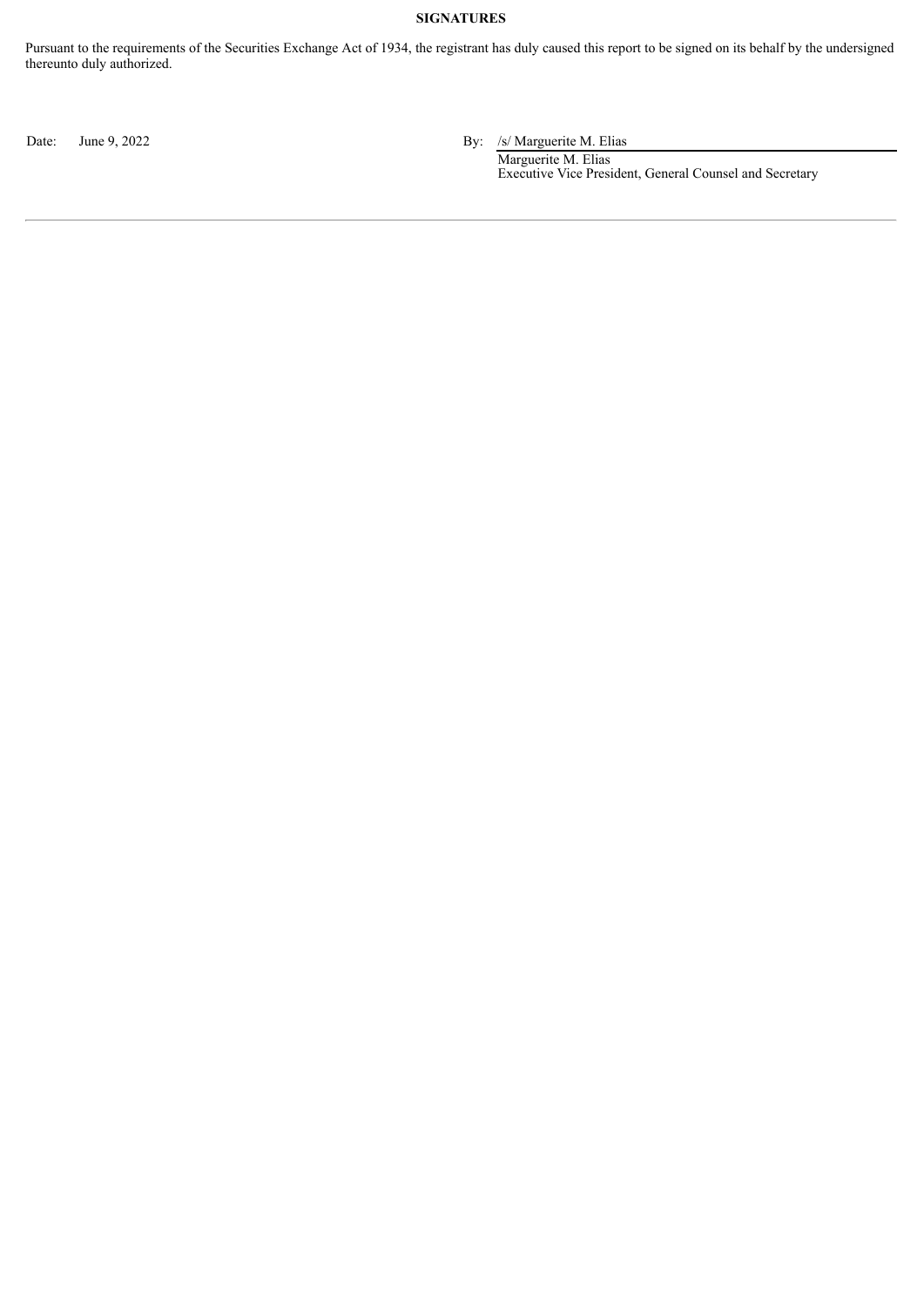**SIGNATURES**

Pursuant to the requirements of the Securities Exchange Act of 1934, the registrant has duly caused this report to be signed on its behalf by the undersigned thereunto duly authorized.

Date: June 9, 2022

By: /s/ Marguerite M. Elias

Marguerite M. Elias
Executive Vice President, General Counsel and Secretary